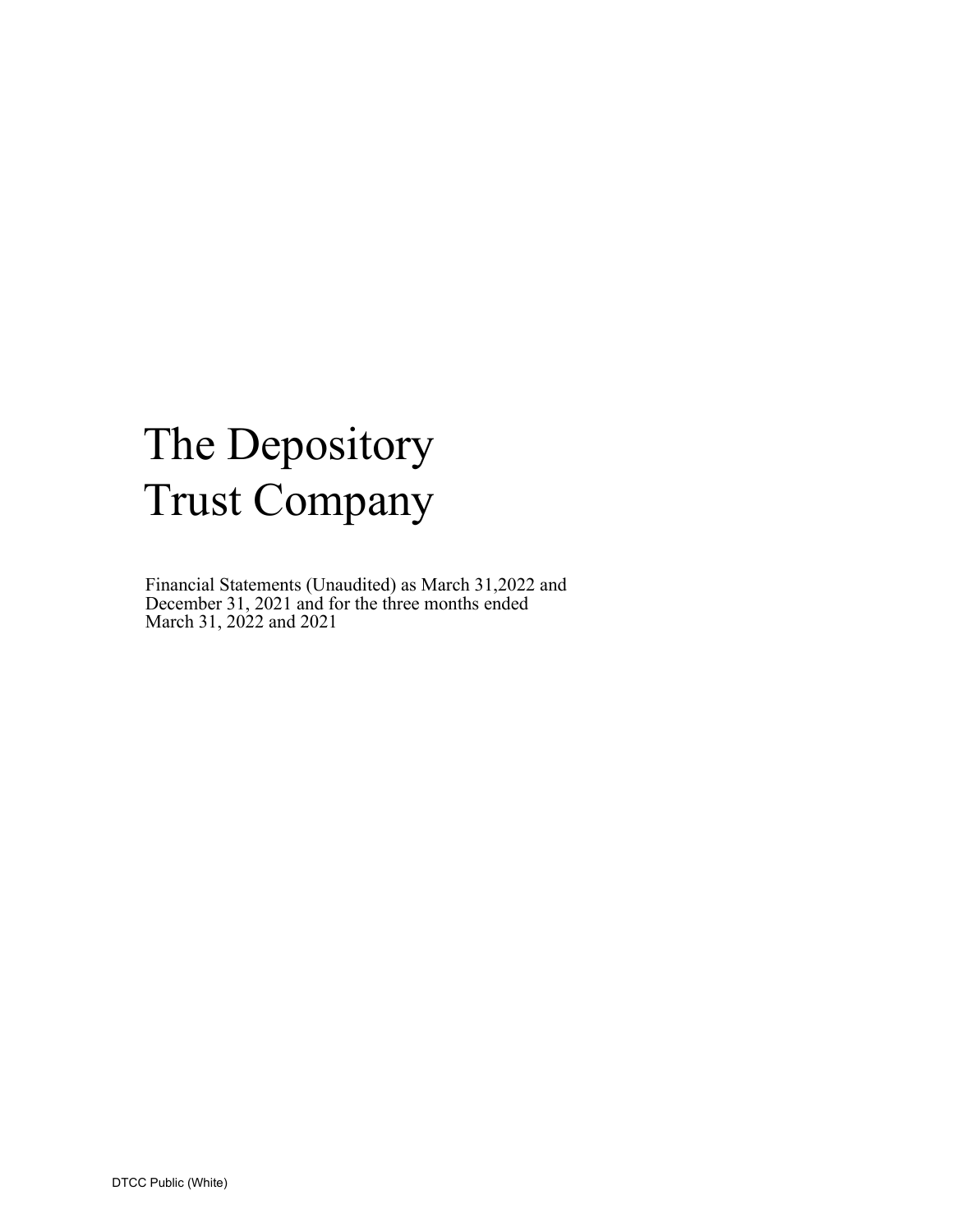# The Depository Trust Company

Financial Statements (Unaudited) as March 31,2022 and December 31, 2021 and for the three months ended March 31, 2022 and 2021

DTCC Public (White)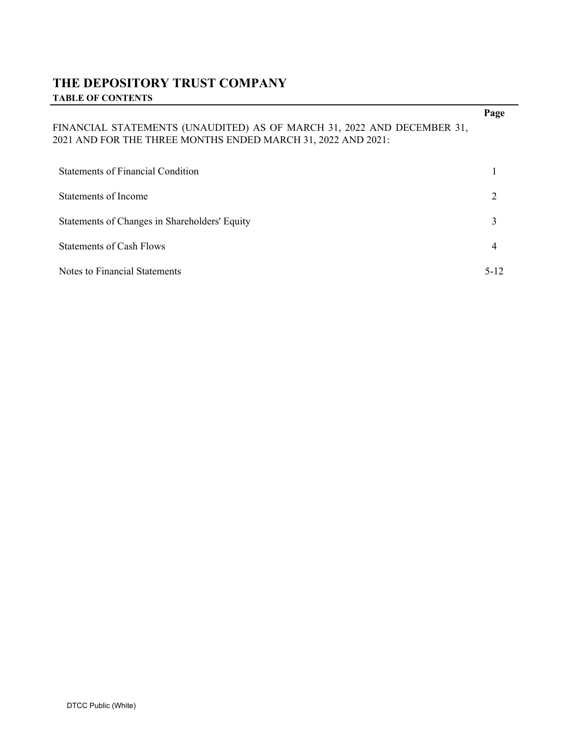# THE DEPOSITORY TRUST COMPANY

**TABLE OF CONTENTS**

| | **Page** |
|---|---|
| FINANCIAL STATEMENTS (UNAUDITED) AS OF MARCH 31, 2022 AND DECEMBER 31, 2021 AND FOR THE THREE MONTHS ENDED MARCH 31, 2022 AND 2021: | |
| Statements of Financial Condition | 1 |
| Statements of Income | 2 |
| Statements of Changes in Shareholders' Equity | 3 |
| Statements of Cash Flows | 4 |
| Notes to Financial Statements | 5-12 |

DTCC Public (White)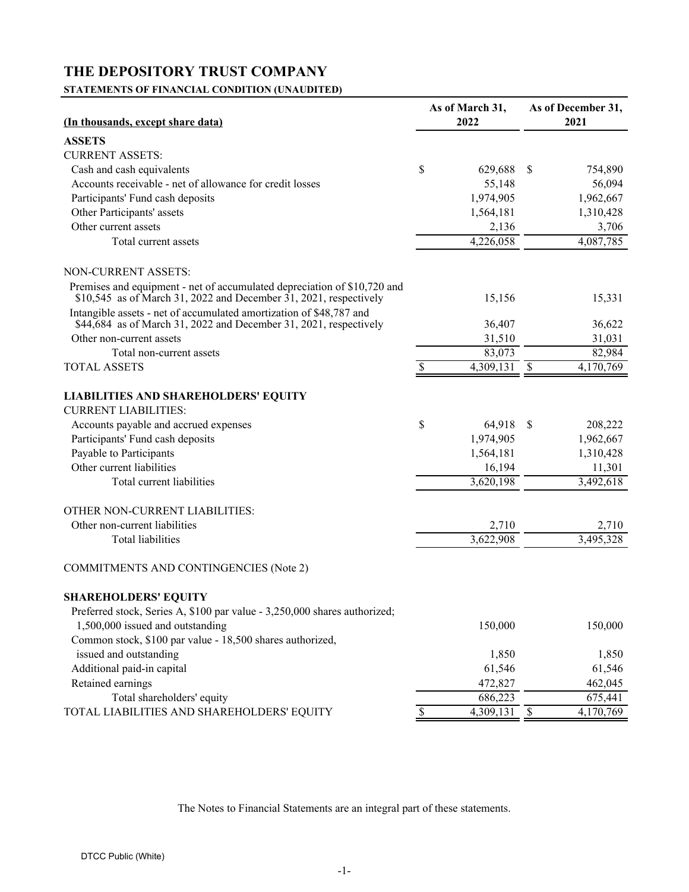# THE DEPOSITORY TRUST COMPANY

**STATEMENTS OF FINANCIAL CONDITION (UNAUDITED)**

| (In thousands, except share data) | As of March 31, 2022 | As of December 31, 2021 |
|---|---|---|
| **ASSETS** | | |
| CURRENT ASSETS: | | |
| Cash and cash equivalents | $ 629,688 | $ 754,890 |
| Accounts receivable - net of allowance for credit losses | 55,148 | 56,094 |
| Participants' Fund cash deposits | 1,974,905 | 1,962,667 |
| Other Participants' assets | 1,564,181 | 1,310,428 |
| Other current assets | 2,136 | 3,706 |
| Total current assets | 4,226,058 | 4,087,785 |
| NON-CURRENT ASSETS: | | |
| Premises and equipment - net of accumulated depreciation of $10,720 and $10,545 as of March 31, 2022 and December 31, 2021, respectively | 15,156 | 15,331 |
| Intangible assets - net of accumulated amortization of $48,787 and $44,684 as of March 31, 2022 and December 31, 2021, respectively | 36,407 | 36,622 |
| Other non-current assets | 31,510 | 31,031 |
| Total non-current assets | 83,073 | 82,984 |
| TOTAL ASSETS | $ 4,309,131 | $ 4,170,769 |
| **LIABILITIES AND SHAREHOLDERS' EQUITY** | | |
| CURRENT LIABILITIES: | | |
| Accounts payable and accrued expenses | $ 64,918 | $ 208,222 |
| Participants' Fund cash deposits | 1,974,905 | 1,962,667 |
| Payable to Participants | 1,564,181 | 1,310,428 |
| Other current liabilities | 16,194 | 11,301 |
| Total current liabilities | 3,620,198 | 3,492,618 |
| OTHER NON-CURRENT LIABILITIES: | | |
| Other non-current liabilities | 2,710 | 2,710 |
| Total liabilities | 3,622,908 | 3,495,328 |
| COMMITMENTS AND CONTINGENCIES (Note 2) | | |
| **SHAREHOLDERS' EQUITY** | | |
| Preferred stock, Series A, $100 par value - 3,250,000 shares authorized; 1,500,000 issued and outstanding | 150,000 | 150,000 |
| Common stock, $100 par value - 18,500 shares authorized, issued and outstanding | 1,850 | 1,850 |
| Additional paid-in capital | 61,546 | 61,546 |
| Retained earnings | 472,827 | 462,045 |
| Total shareholders' equity | 686,223 | 675,441 |
| TOTAL LIABILITIES AND SHAREHOLDERS' EQUITY | $ 4,309,131 | $ 4,170,769 |

The Notes to Financial Statements are an integral part of these statements.

DTCC Public (White)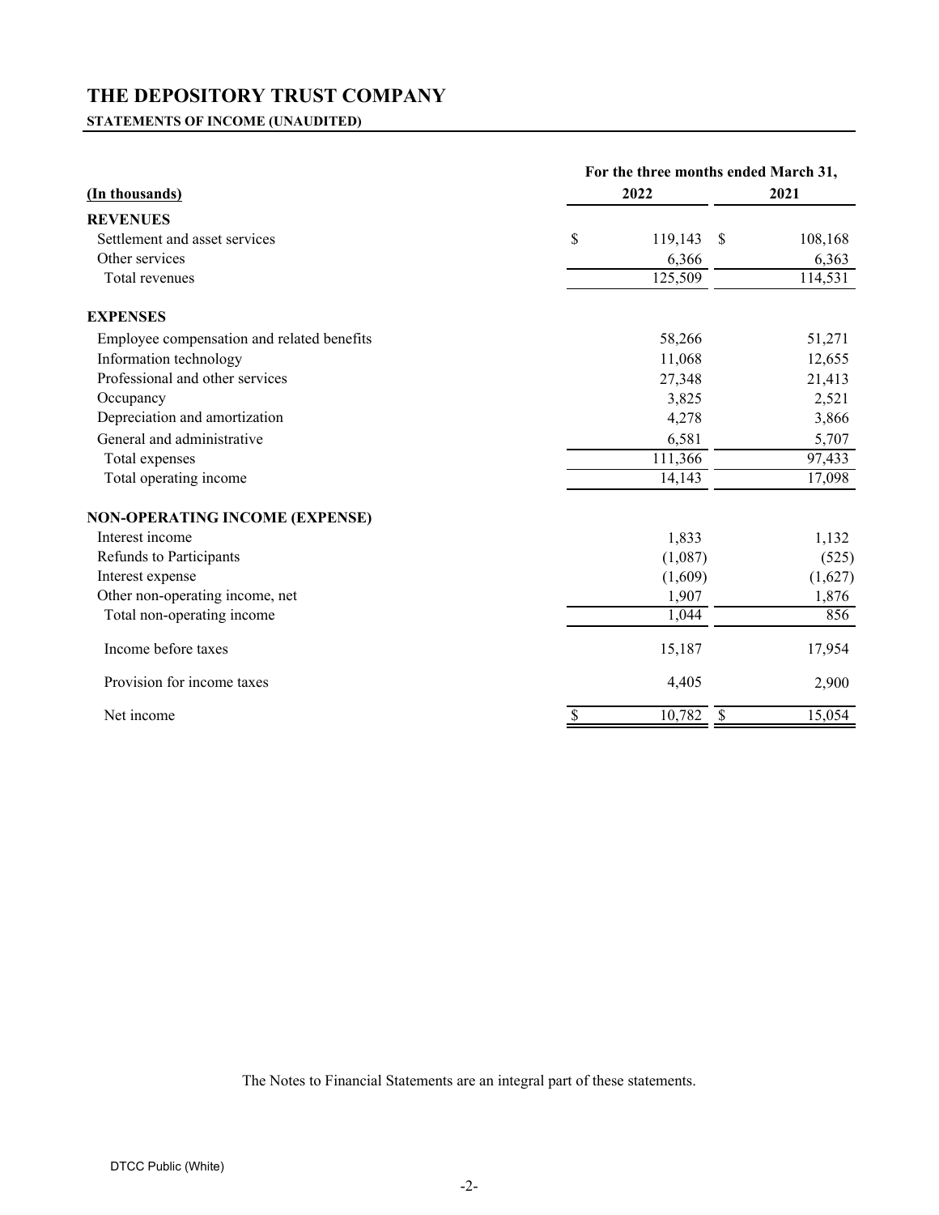# THE DEPOSITORY TRUST COMPANY

**STATEMENTS OF INCOME (UNAUDITED)**

| (In thousands) | For the three months ended March 31, 2022 | 2021 |
|---|---|---|
| **REVENUES** | | |
| Settlement and asset services | $ 119,143 | $ 108,168 |
| Other services | 6,366 | 6,363 |
| Total revenues | 125,509 | 114,531 |
| **EXPENSES** | | |
| Employee compensation and related benefits | 58,266 | 51,271 |
| Information technology | 11,068 | 12,655 |
| Professional and other services | 27,348 | 21,413 |
| Occupancy | 3,825 | 2,521 |
| Depreciation and amortization | 4,278 | 3,866 |
| General and administrative | 6,581 | 5,707 |
| Total expenses | 111,366 | 97,433 |
| Total operating income | 14,143 | 17,098 |
| **NON-OPERATING INCOME (EXPENSE)** | | |
| Interest income | 1,833 | 1,132 |
| Refunds to Participants | (1,087) | (525) |
| Interest expense | (1,609) | (1,627) |
| Other non-operating income, net | 1,907 | 1,876 |
| Total non-operating income | 1,044 | 856 |
| Income before taxes | 15,187 | 17,954 |
| Provision for income taxes | 4,405 | 2,900 |
| Net income | $ 10,782 | $ 15,054 |

The Notes to Financial Statements are an integral part of these statements.

DTCC Public (White)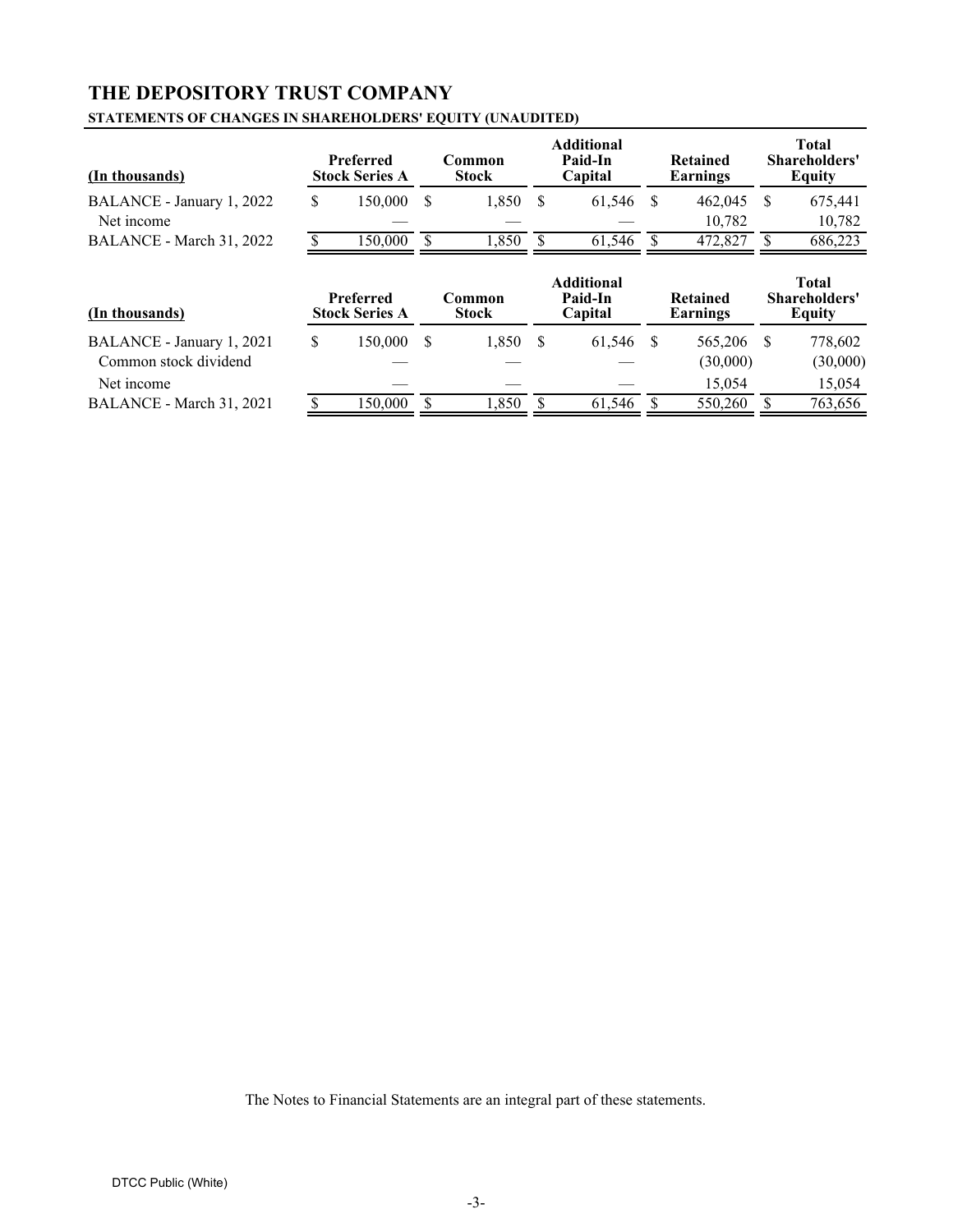# THE DEPOSITORY TRUST COMPANY

**STATEMENTS OF CHANGES IN SHAREHOLDERS' EQUITY (UNAUDITED)**

| (In thousands) | Preferred Stock Series A | Common Stock | Additional Paid-In Capital | Retained Earnings | Total Shareholders' Equity |
|---|---|---|---|---|---|
| BALANCE - January 1, 2022 | $ 150,000 | $ 1,850 | $ 61,546 | $ 462,045 | $ 675,441 |
| Net income | — | — | — | 10,782 | 10,782 |
| BALANCE - March 31, 2022 | $ 150,000 | $ 1,850 | $ 61,546 | $ 472,827 | $ 686,223 |

| (In thousands) | Preferred Stock Series A | Common Stock | Additional Paid-In Capital | Retained Earnings | Total Shareholders' Equity |
|---|---|---|---|---|---|
| BALANCE - January 1, 2021 | $ 150,000 | $ 1,850 | $ 61,546 | $ 565,206 | $ 778,602 |
| Common stock dividend | — | — | — | (30,000) | (30,000) |
| Net income | — | — | — | 15,054 | 15,054 |
| BALANCE - March 31, 2021 | $ 150,000 | $ 1,850 | $ 61,546 | $ 550,260 | $ 763,656 |

The Notes to Financial Statements are an integral part of these statements.

DTCC Public (White)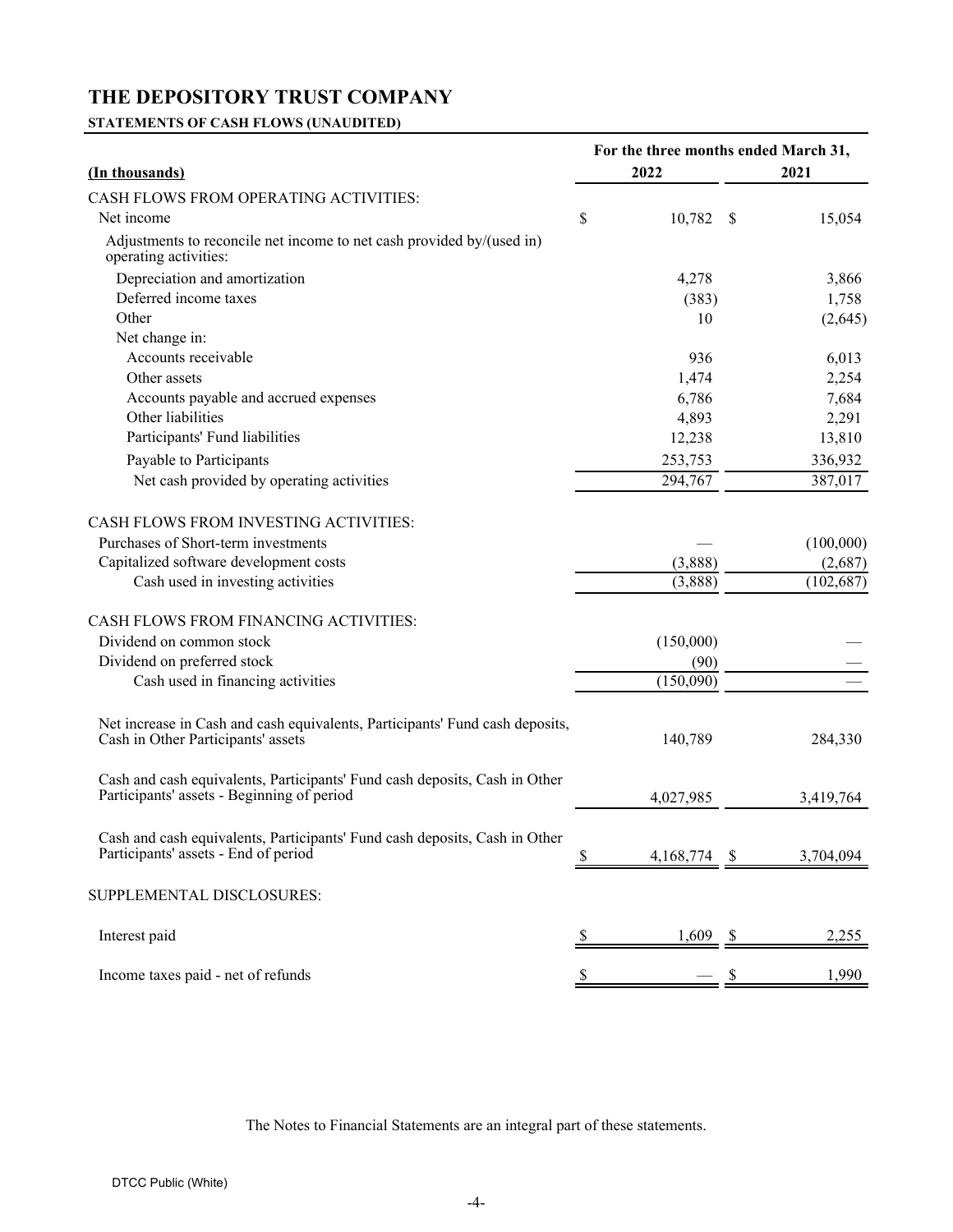# THE DEPOSITORY TRUST COMPANY

**STATEMENTS OF CASH FLOWS (UNAUDITED)**

| (In thousands) | For the three months ended March 31, 2022 | 2021 |
|---|---|---|
| CASH FLOWS FROM OPERATING ACTIVITIES: | | |
| Net income | $ 10,782 | $ 15,054 |
| Adjustments to reconcile net income to net cash provided by/(used in) operating activities: | | |
| Depreciation and amortization | 4,278 | 3,866 |
| Deferred income taxes | (383) | 1,758 |
| Other | 10 | (2,645) |
| Net change in: | | |
| Accounts receivable | 936 | 6,013 |
| Other assets | 1,474 | 2,254 |
| Accounts payable and accrued expenses | 6,786 | 7,684 |
| Other liabilities | 4,893 | 2,291 |
| Participants' Fund liabilities | 12,238 | 13,810 |
| Payable to Participants | 253,753 | 336,932 |
| Net cash provided by operating activities | 294,767 | 387,017 |
| CASH FLOWS FROM INVESTING ACTIVITIES: | | |
| Purchases of Short-term investments | — | (100,000) |
| Capitalized software development costs | (3,888) | (2,687) |
| Cash used in investing activities | (3,888) | (102,687) |
| CASH FLOWS FROM FINANCING ACTIVITIES: | | |
| Dividend on common stock | (150,000) | — |
| Dividend on preferred stock | (90) | — |
| Cash used in financing activities | (150,090) | — |
| Net increase in Cash and cash equivalents, Participants' Fund cash deposits, Cash in Other Participants' assets | 140,789 | 284,330 |
| Cash and cash equivalents, Participants' Fund cash deposits, Cash in Other Participants' assets - Beginning of period | 4,027,985 | 3,419,764 |
| Cash and cash equivalents, Participants' Fund cash deposits, Cash in Other Participants' assets - End of period | $ 4,168,774 | $ 3,704,094 |
| SUPPLEMENTAL DISCLOSURES: | | |
| Interest paid | $ 1,609 | $ 2,255 |
| Income taxes paid - net of refunds | $ — | $ 1,990 |

The Notes to Financial Statements are an integral part of these statements.

DTCC Public (White)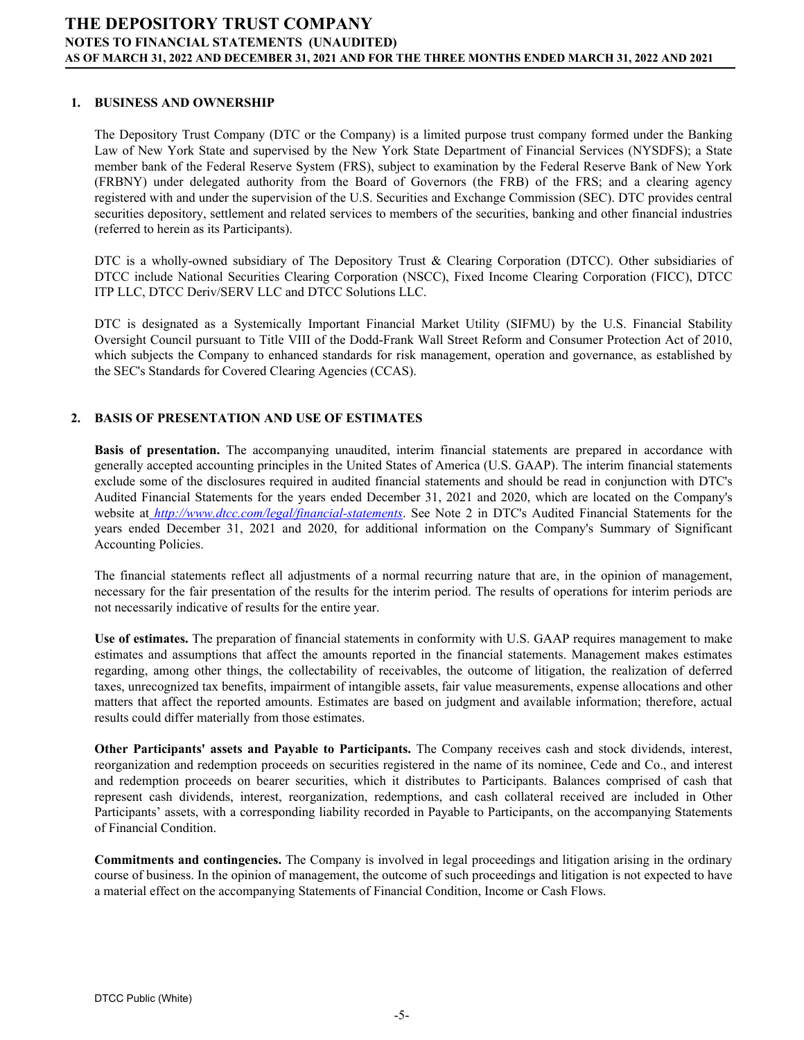## 1. BUSINESS AND OWNERSHIP

The Depository Trust Company (DTC or the Company) is a limited purpose trust company formed under the Banking Law of New York State and supervised by the New York State Department of Financial Services (NYSDFS); a State member bank of the Federal Reserve System (FRS), subject to examination by the Federal Reserve Bank of New York (FRBNY) under delegated authority from the Board of Governors (the FRB) of the FRS; and a clearing agency registered with and under the supervision of the U.S. Securities and Exchange Commission (SEC). DTC provides central securities depository, settlement and related services to members of the securities, banking and other financial industries (referred to herein as its Participants).

DTC is a wholly-owned subsidiary of The Depository Trust & Clearing Corporation (DTCC). Other subsidiaries of DTCC include National Securities Clearing Corporation (NSCC), Fixed Income Clearing Corporation (FICC), DTCC ITP LLC, DTCC Deriv/SERV LLC and DTCC Solutions LLC.

DTC is designated as a Systemically Important Financial Market Utility (SIFMU) by the U.S. Financial Stability Oversight Council pursuant to Title VIII of the Dodd-Frank Wall Street Reform and Consumer Protection Act of 2010, which subjects the Company to enhanced standards for risk management, operation and governance, as established by the SEC's Standards for Covered Clearing Agencies (CCAS).

## 2. BASIS OF PRESENTATION AND USE OF ESTIMATES

**Basis of presentation.** The accompanying unaudited, interim financial statements are prepared in accordance with generally accepted accounting principles in the United States of America (U.S. GAAP). The interim financial statements exclude some of the disclosures required in audited financial statements and should be read in conjunction with DTC's Audited Financial Statements for the years ended December 31, 2021 and 2020, which are located on the Company's website at *http://www.dtcc.com/legal/financial-statements*. See Note 2 in DTC's Audited Financial Statements for the years ended December 31, 2021 and 2020, for additional information on the Company's Summary of Significant Accounting Policies.

The financial statements reflect all adjustments of a normal recurring nature that are, in the opinion of management, necessary for the fair presentation of the results for the interim period. The results of operations for interim periods are not necessarily indicative of results for the entire year.

**Use of estimates.** The preparation of financial statements in conformity with U.S. GAAP requires management to make estimates and assumptions that affect the amounts reported in the financial statements. Management makes estimates regarding, among other things, the collectability of receivables, the outcome of litigation, the realization of deferred taxes, unrecognized tax benefits, impairment of intangible assets, fair value measurements, expense allocations and other matters that affect the reported amounts. Estimates are based on judgment and available information; therefore, actual results could differ materially from those estimates.

**Other Participants' assets and Payable to Participants.** The Company receives cash and stock dividends, interest, reorganization and redemption proceeds on securities registered in the name of its nominee, Cede and Co., and interest and redemption proceeds on bearer securities, which it distributes to Participants. Balances comprised of cash that represent cash dividends, interest, reorganization, redemptions, and cash collateral received are included in Other Participants' assets, with a corresponding liability recorded in Payable to Participants, on the accompanying Statements of Financial Condition.

**Commitments and contingencies.** The Company is involved in legal proceedings and litigation arising in the ordinary course of business. In the opinion of management, the outcome of such proceedings and litigation is not expected to have a material effect on the accompanying Statements of Financial Condition, Income or Cash Flows.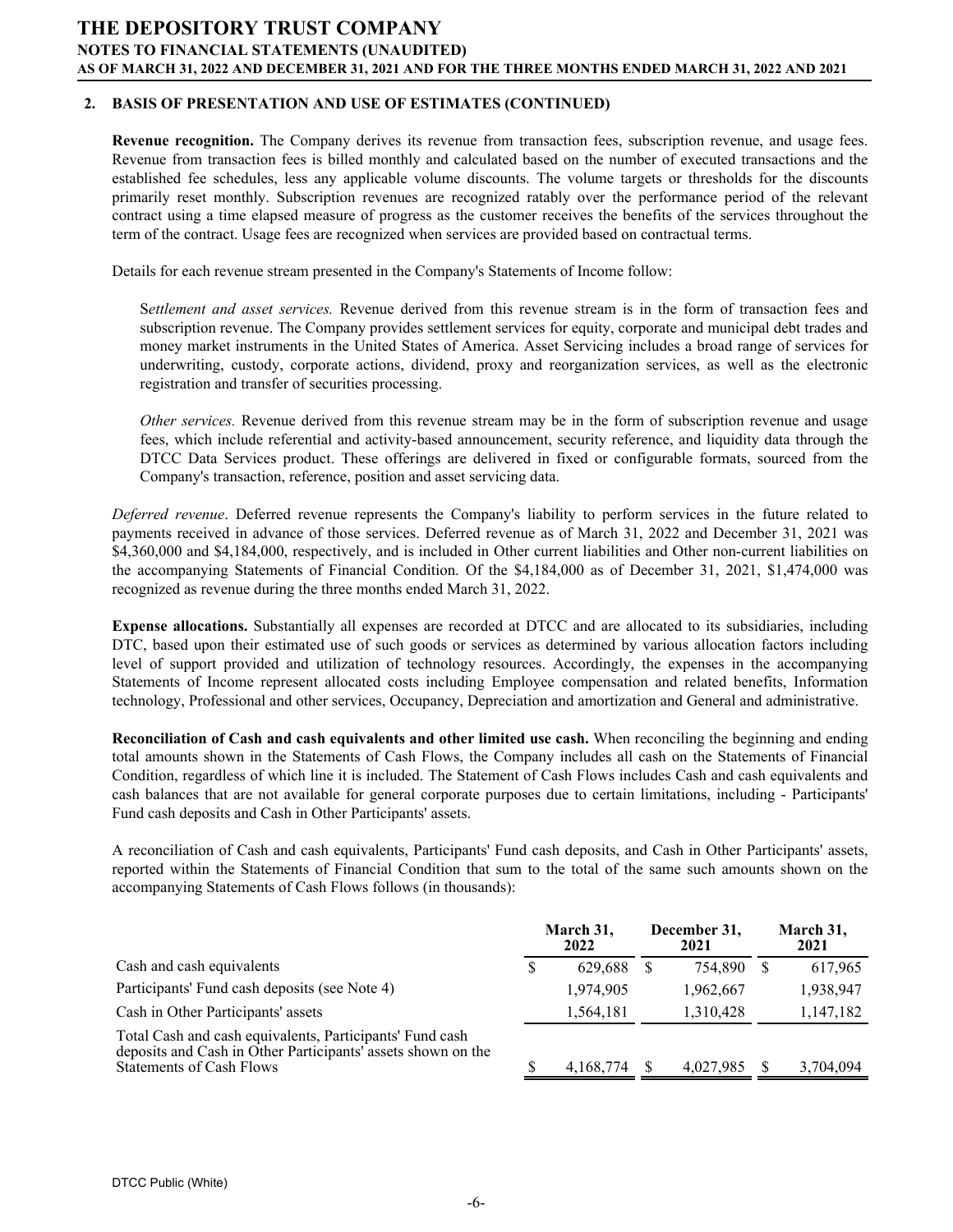## 2. BASIS OF PRESENTATION AND USE OF ESTIMATES (CONTINUED)

**Revenue recognition.** The Company derives its revenue from transaction fees, subscription revenue, and usage fees. Revenue from transaction fees is billed monthly and calculated based on the number of executed transactions and the established fee schedules, less any applicable volume discounts. The volume targets or thresholds for the discounts primarily reset monthly. Subscription revenues are recognized ratably over the performance period of the relevant contract using a time elapsed measure of progress as the customer receives the benefits of the services throughout the term of the contract. Usage fees are recognized when services are provided based on contractual terms.

Details for each revenue stream presented in the Company's Statements of Income follow:

*Settlement and asset services.* Revenue derived from this revenue stream is in the form of transaction fees and subscription revenue. The Company provides settlement services for equity, corporate and municipal debt trades and money market instruments in the United States of America. Asset Servicing includes a broad range of services for underwriting, custody, corporate actions, dividend, proxy and reorganization services, as well as the electronic registration and transfer of securities processing.

*Other services.* Revenue derived from this revenue stream may be in the form of subscription revenue and usage fees, which include referential and activity-based announcement, security reference, and liquidity data through the DTCC Data Services product. These offerings are delivered in fixed or configurable formats, sourced from the Company's transaction, reference, position and asset servicing data.

*Deferred revenue*. Deferred revenue represents the Company's liability to perform services in the future related to payments received in advance of those services. Deferred revenue as of March 31, 2022 and December 31, 2021 was $4,360,000 and $4,184,000, respectively, and is included in Other current liabilities and Other non-current liabilities on the accompanying Statements of Financial Condition. Of the $4,184,000 as of December 31, 2021, $1,474,000 was recognized as revenue during the three months ended March 31, 2022.

**Expense allocations.** Substantially all expenses are recorded at DTCC and are allocated to its subsidiaries, including DTC, based upon their estimated use of such goods or services as determined by various allocation factors including level of support provided and utilization of technology resources. Accordingly, the expenses in the accompanying Statements of Income represent allocated costs including Employee compensation and related benefits, Information technology, Professional and other services, Occupancy, Depreciation and amortization and General and administrative.

**Reconciliation of Cash and cash equivalents and other limited use cash.** When reconciling the beginning and ending total amounts shown in the Statements of Cash Flows, the Company includes all cash on the Statements of Financial Condition, regardless of which line it is included. The Statement of Cash Flows includes Cash and cash equivalents and cash balances that are not available for general corporate purposes due to certain limitations, including - Participants' Fund cash deposits and Cash in Other Participants' assets.

A reconciliation of Cash and cash equivalents, Participants' Fund cash deposits, and Cash in Other Participants' assets, reported within the Statements of Financial Condition that sum to the total of the same such amounts shown on the accompanying Statements of Cash Flows follows (in thousands):

| | March 31, 2022 | December 31, 2021 | March 31, 2021 |
|---|---|---|---|
| Cash and cash equivalents | $ 629,688 | $ 754,890 | $ 617,965 |
| Participants' Fund cash deposits (see Note 4) | 1,974,905 | 1,962,667 | 1,938,947 |
| Cash in Other Participants' assets | 1,564,181 | 1,310,428 | 1,147,182 |
| Total Cash and cash equivalents, Participants' Fund cash deposits and Cash in Other Participants' assets shown on the Statements of Cash Flows | $ 4,168,774 | $ 4,027,985 | $ 3,704,094 |

DTCC Public (White)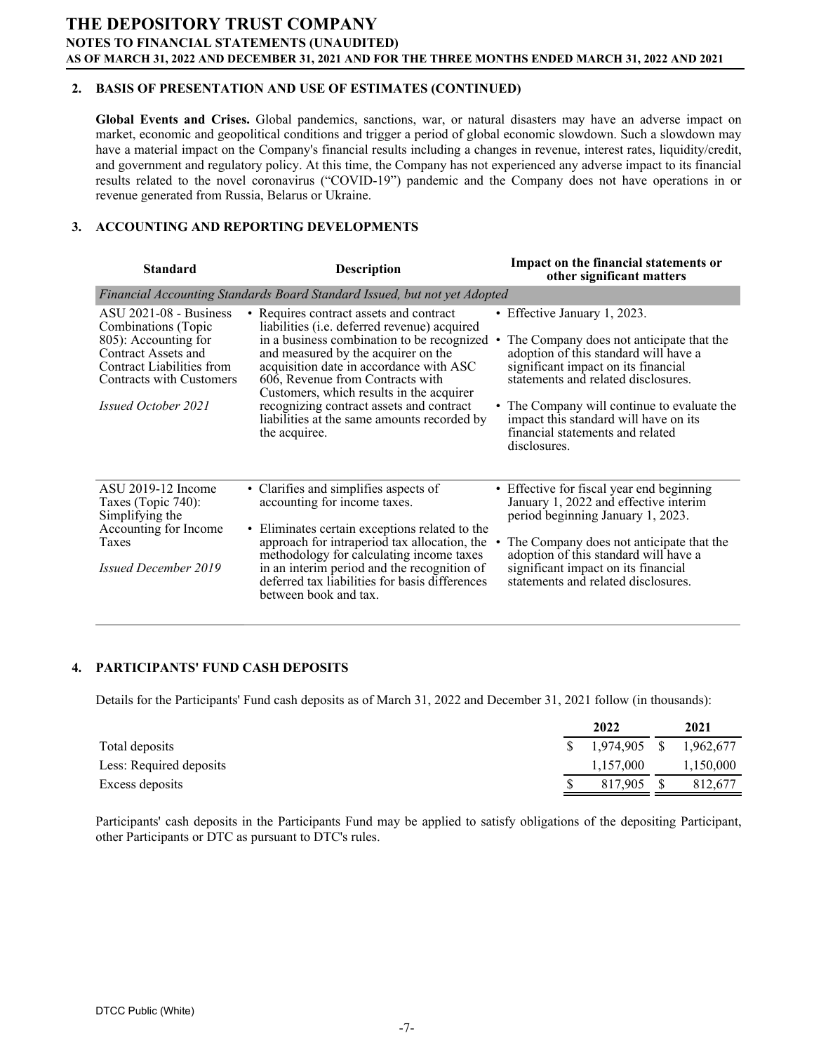## 2. BASIS OF PRESENTATION AND USE OF ESTIMATES (CONTINUED)

**Global Events and Crises.** Global pandemics, sanctions, war, or natural disasters may have an adverse impact on market, economic and geopolitical conditions and trigger a period of global economic slowdown. Such a slowdown may have a material impact on the Company's financial results including a changes in revenue, interest rates, liquidity/credit, and government and regulatory policy. At this time, the Company has not experienced any adverse impact to its financial results related to the novel coronavirus ("COVID-19") pandemic and the Company does not have operations in or revenue generated from Russia, Belarus or Ukraine.

## 3. ACCOUNTING AND REPORTING DEVELOPMENTS

| Standard | Description | Impact on the financial statements or other significant matters |
|---|---|---|
| *Financial Accounting Standards Board Standard Issued, but not yet Adopted* | | |
| ASU 2021-08 - Business Combinations (Topic 805): Accounting for Contract Assets and Contract Liabilities from Contracts with Customers<br><br>*Issued October 2021* | • Requires contract assets and contract liabilities (i.e. deferred revenue) acquired in a business combination to be recognized and measured by the acquirer on the acquisition date in accordance with ASC 606, Revenue from Contracts with Customers, which results in the acquirer recognizing contract assets and contract liabilities at the same amounts recorded by the acquiree. | • Effective January 1, 2023.<br>• The Company does not anticipate that the adoption of this standard will have a significant impact on its financial statements and related disclosures.<br>• The Company will continue to evaluate the impact this standard will have on its financial statements and related disclosures. |
| ASU 2019-12 Income Taxes (Topic 740): Simplifying the Accounting for Income Taxes<br><br>*Issued December 2019* | • Clarifies and simplifies aspects of accounting for income taxes.<br>• Eliminates certain exceptions related to the approach for intraperiod tax allocation, the methodology for calculating income taxes in an interim period and the recognition of deferred tax liabilities for basis differences between book and tax. | • Effective for fiscal year end beginning January 1, 2022 and effective interim period beginning January 1, 2023.<br>• The Company does not anticipate that the adoption of this standard will have a significant impact on its financial statements and related disclosures. |

## 4. PARTICIPANTS' FUND CASH DEPOSITS

Details for the Participants' Fund cash deposits as of March 31, 2022 and December 31, 2021 follow (in thousands):

| | 2022 | 2021 |
|---|---|---|
| Total deposits | $ 1,974,905 | $ 1,962,677 |
| Less: Required deposits | 1,157,000 | 1,150,000 |
| Excess deposits | $ 817,905 | $ 812,677 |

Participants' cash deposits in the Participants Fund may be applied to satisfy obligations of the depositing Participant, other Participants or DTC as pursuant to DTC's rules.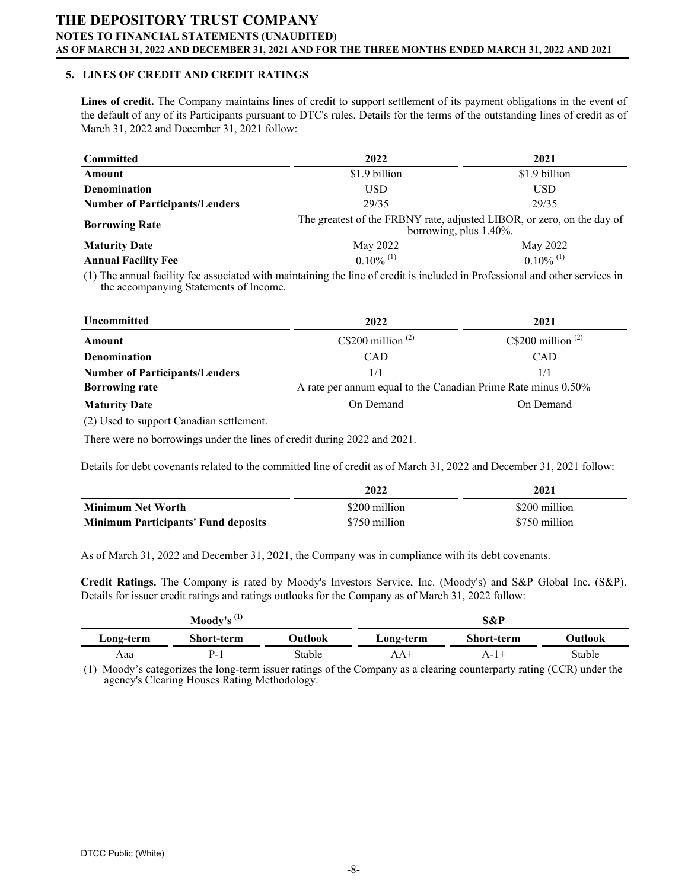## 5. LINES OF CREDIT AND CREDIT RATINGS

**Lines of credit.** The Company maintains lines of credit to support settlement of its payment obligations in the event of the default of any of its Participants pursuant to DTC's rules. Details for the terms of the outstanding lines of credit as of March 31, 2022 and December 31, 2021 follow:

| Committed | 2022 | 2021 |
|---|---|---|
| **Amount** | \$1.9 billion | \$1.9 billion |
| **Denomination** | USD | USD |
| **Number of Participants/Lenders** | 29/35 | 29/35 |
| **Borrowing Rate** | The greatest of the FRBNY rate, adjusted LIBOR, or zero, on the day of borrowing, plus 1.40%. | |
| **Maturity Date** | May 2022 | May 2022 |
| **Annual Facility Fee** | 0.10% (1) | 0.10% (1) |

(1) The annual facility fee associated with maintaining the line of credit is included in Professional and other services in the accompanying Statements of Income.

| Uncommitted | 2022 | 2021 |
|---|---|---|
| **Amount** | C\$200 million (2) | C\$200 million (2) |
| **Denomination** | CAD | CAD |
| **Number of Participants/Lenders** | 1/1 | 1/1 |
| **Borrowing rate** | A rate per annum equal to the Canadian Prime Rate minus 0.50% | |
| **Maturity Date** | On Demand | On Demand |

(2) Used to support Canadian settlement.

There were no borrowings under the lines of credit during 2022 and 2021.

Details for debt covenants related to the committed line of credit as of March 31, 2022 and December 31, 2021 follow:

| | 2022 | 2021 |
|---|---|---|
| **Minimum Net Worth** | \$200 million | \$200 million |
| **Minimum Participants' Fund deposits** | \$750 million | \$750 million |

As of March 31, 2022 and December 31, 2021, the Company was in compliance with its debt covenants.

**Credit Ratings.** The Company is rated by Moody's Investors Service, Inc. (Moody's) and S&P Global Inc. (S&P). Details for issuer credit ratings and ratings outlooks for the Company as of March 31, 2022 follow:

| Moody's (1) | | | S&P | | |
|---|---|---|---|---|---|
| **Long-term** | **Short-term** | **Outlook** | **Long-term** | **Short-term** | **Outlook** |
| Aaa | P-1 | Stable | AA+ | A-1+ | Stable |

(1) Moody's categorizes the long-term issuer ratings of the Company as a clearing counterparty rating (CCR) under the agency's Clearing Houses Rating Methodology.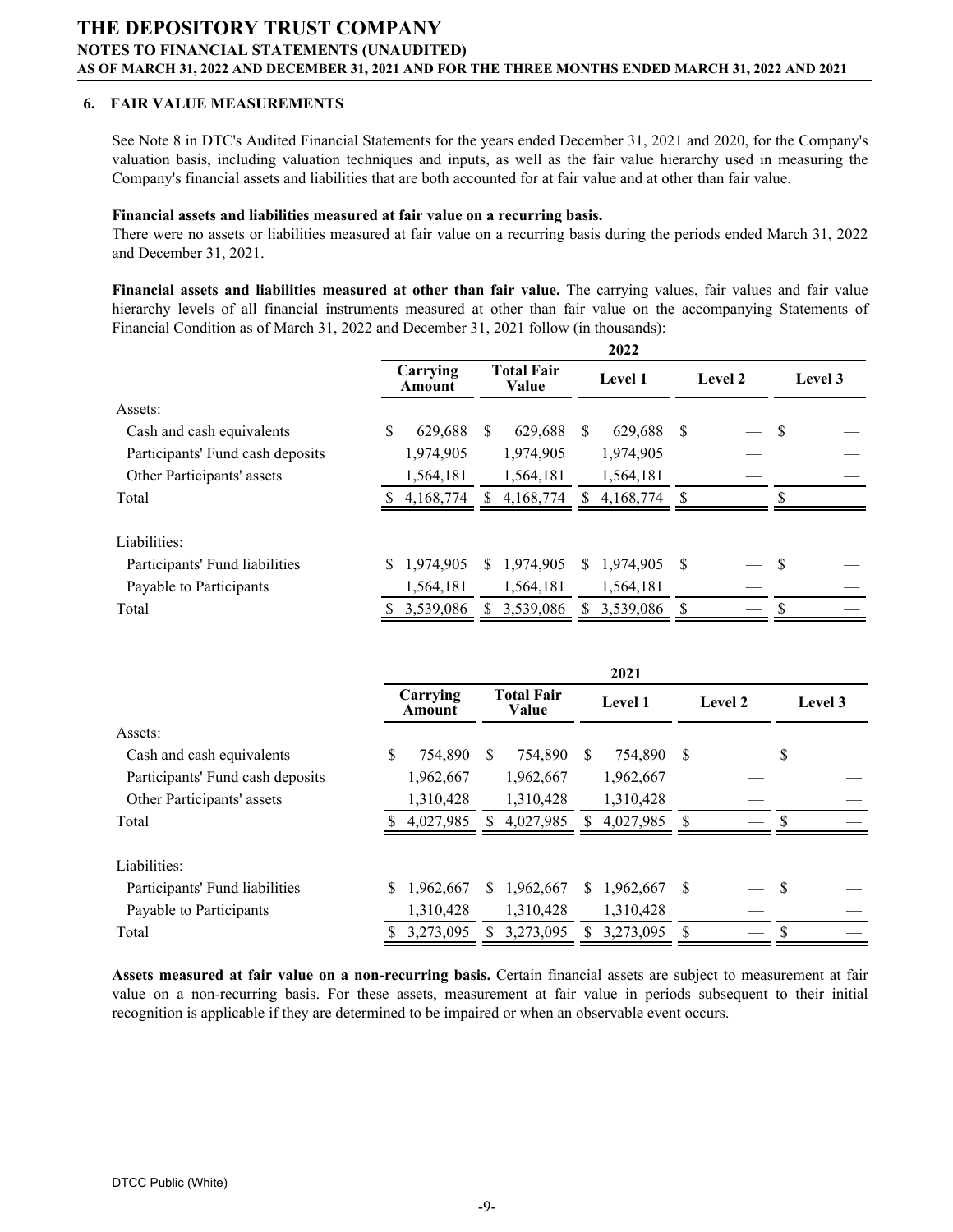# THE DEPOSITORY TRUST COMPANY

## NOTES TO FINANCIAL STATEMENTS (UNAUDITED)

### AS OF MARCH 31, 2022 AND DECEMBER 31, 2021 AND FOR THE THREE MONTHS ENDED MARCH 31, 2022 AND 2021

## 6. FAIR VALUE MEASUREMENTS

See Note 8 in DTC's Audited Financial Statements for the years ended December 31, 2021 and 2020, for the Company's valuation basis, including valuation techniques and inputs, as well as the fair value hierarchy used in measuring the Company's financial assets and liabilities that are both accounted for at fair value and at other than fair value.

**Financial assets and liabilities measured at fair value on a recurring basis.**
There were no assets or liabilities measured at fair value on a recurring basis during the periods ended March 31, 2022 and December 31, 2021.

**Financial assets and liabilities measured at other than fair value.** The carrying values, fair values and fair value hierarchy levels of all financial instruments measured at other than fair value on the accompanying Statements of Financial Condition as of March 31, 2022 and December 31, 2021 follow (in thousands):

| | 2022 | | | | |
|---|---|---|---|---|---|
| | Carrying Amount | Total Fair Value | Level 1 | Level 2 | Level 3 |
| Assets: | | | | | |
| Cash and cash equivalents | $ 629,688 | $ 629,688 | $ 629,688 | $ — | $ — |
| Participants' Fund cash deposits | 1,974,905 | 1,974,905 | 1,974,905 | — | — |
| Other Participants' assets | 1,564,181 | 1,564,181 | 1,564,181 | — | — |
| Total | $ 4,168,774 | $ 4,168,774 | $ 4,168,774 | $ — | $ — |
| Liabilities: | | | | | |
| Participants' Fund liabilities | $ 1,974,905 | $ 1,974,905 | $ 1,974,905 | $ — | $ — |
| Payable to Participants | 1,564,181 | 1,564,181 | 1,564,181 | — | — |
| Total | $ 3,539,086 | $ 3,539,086 | $ 3,539,086 | $ — | $ — |

| | 2021 | | | | |
|---|---|---|---|---|---|
| | Carrying Amount | Total Fair Value | Level 1 | Level 2 | Level 3 |
| Assets: | | | | | |
| Cash and cash equivalents | $ 754,890 | $ 754,890 | $ 754,890 | $ — | $ — |
| Participants' Fund cash deposits | 1,962,667 | 1,962,667 | 1,962,667 | — | — |
| Other Participants' assets | 1,310,428 | 1,310,428 | 1,310,428 | — | — |
| Total | $ 4,027,985 | $ 4,027,985 | $ 4,027,985 | $ — | $ — |
| Liabilities: | | | | | |
| Participants' Fund liabilities | $ 1,962,667 | $ 1,962,667 | $ 1,962,667 | $ — | $ — |
| Payable to Participants | 1,310,428 | 1,310,428 | 1,310,428 | — | — |
| Total | $ 3,273,095 | $ 3,273,095 | $ 3,273,095 | $ — | $ — |

**Assets measured at fair value on a non-recurring basis.** Certain financial assets are subject to measurement at fair value on a non-recurring basis. For these assets, measurement at fair value in periods subsequent to their initial recognition is applicable if they are determined to be impaired or when an observable event occurs.

DTCC Public (White)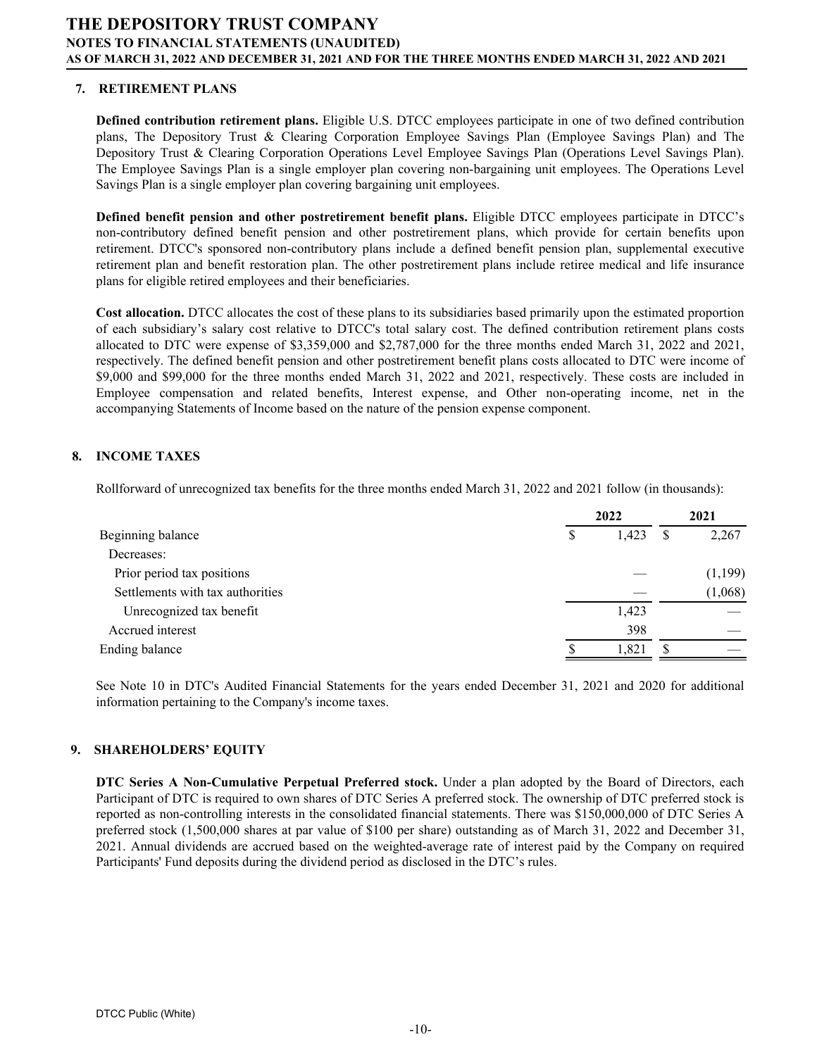## 7. RETIREMENT PLANS

**Defined contribution retirement plans.** Eligible U.S. DTCC employees participate in one of two defined contribution plans, The Depository Trust & Clearing Corporation Employee Savings Plan (Employee Savings Plan) and The Depository Trust & Clearing Corporation Operations Level Employee Savings Plan (Operations Level Savings Plan). The Employee Savings Plan is a single employer plan covering non-bargaining unit employees. The Operations Level Savings Plan is a single employer plan covering bargaining unit employees.

**Defined benefit pension and other postretirement benefit plans.** Eligible DTCC employees participate in DTCC's non-contributory defined benefit pension and other postretirement plans, which provide for certain benefits upon retirement. DTCC's sponsored non-contributory plans include a defined benefit pension plan, supplemental executive retirement plan and benefit restoration plan. The other postretirement plans include retiree medical and life insurance plans for eligible retired employees and their beneficiaries.

**Cost allocation.** DTCC allocates the cost of these plans to its subsidiaries based primarily upon the estimated proportion of each subsidiary's salary cost relative to DTCC's total salary cost. The defined contribution retirement plans costs allocated to DTC were expense of $3,359,000 and $2,787,000 for the three months ended March 31, 2022 and 2021, respectively. The defined benefit pension and other postretirement benefit plans costs allocated to DTC were income of $9,000 and $99,000 for the three months ended March 31, 2022 and 2021, respectively. These costs are included in Employee compensation and related benefits, Interest expense, and Other non-operating income, net in the accompanying Statements of Income based on the nature of the pension expense component.

## 8. INCOME TAXES

Rollforward of unrecognized tax benefits for the three months ended March 31, 2022 and 2021 follow (in thousands):

| | 2022 | 2021 |
|---|---|---|
| Beginning balance | $ 1,423 | $ 2,267 |
| Decreases: | | |
| Prior period tax positions | — | (1,199) |
| Settlements with tax authorities | — | (1,068) |
| Unrecognized tax benefit | 1,423 | — |
| Accrued interest | 398 | — |
| Ending balance | $ 1,821 | $ — |

See Note 10 in DTC's Audited Financial Statements for the years ended December 31, 2021 and 2020 for additional information pertaining to the Company's income taxes.

## 9. SHAREHOLDERS' EQUITY

**DTC Series A Non-Cumulative Perpetual Preferred stock.** Under a plan adopted by the Board of Directors, each Participant of DTC is required to own shares of DTC Series A preferred stock. The ownership of DTC preferred stock is reported as non-controlling interests in the consolidated financial statements. There was $150,000,000 of DTC Series A preferred stock (1,500,000 shares at par value of $100 per share) outstanding as of March 31, 2022 and December 31, 2021. Annual dividends are accrued based on the weighted-average rate of interest paid by the Company on required Participants' Fund deposits during the dividend period as disclosed in the DTC's rules.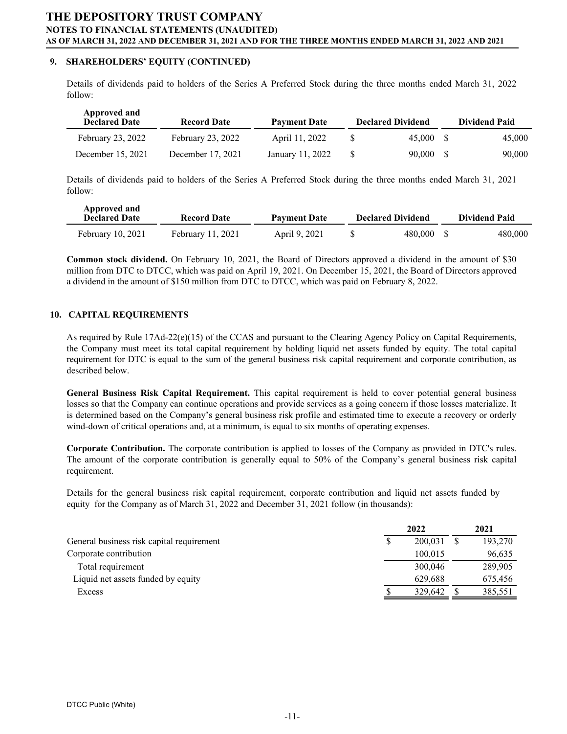## 9. SHAREHOLDERS' EQUITY (CONTINUED)

Details of dividends paid to holders of the Series A Preferred Stock during the three months ended March 31, 2022 follow:

| Approved and Declared Date | Record Date | Payment Date | Declared Dividend | Dividend Paid |
|---|---|---|---|---|
| February 23, 2022 | February 23, 2022 | April 11, 2022 | $ 45,000 | $ 45,000 |
| December 15, 2021 | December 17, 2021 | January 11, 2022 | $ 90,000 | $ 90,000 |

Details of dividends paid to holders of the Series A Preferred Stock during the three months ended March 31, 2021 follow:

| Approved and Declared Date | Record Date | Payment Date | Declared Dividend | Dividend Paid |
|---|---|---|---|---|
| February 10, 2021 | February 11, 2021 | April 9, 2021 | $ 480,000 | $ 480,000 |

**Common stock dividend.** On February 10, 2021, the Board of Directors approved a dividend in the amount of $30 million from DTC to DTCC, which was paid on April 19, 2021. On December 15, 2021, the Board of Directors approved a dividend in the amount of $150 million from DTC to DTCC, which was paid on February 8, 2022.

## 10. CAPITAL REQUIREMENTS

As required by Rule 17Ad-22(e)(15) of the CCAS and pursuant to the Clearing Agency Policy on Capital Requirements, the Company must meet its total capital requirement by holding liquid net assets funded by equity. The total capital requirement for DTC is equal to the sum of the general business risk capital requirement and corporate contribution, as described below.

**General Business Risk Capital Requirement.** This capital requirement is held to cover potential general business losses so that the Company can continue operations and provide services as a going concern if those losses materialize. It is determined based on the Company's general business risk profile and estimated time to execute a recovery or orderly wind-down of critical operations and, at a minimum, is equal to six months of operating expenses.

**Corporate Contribution.** The corporate contribution is applied to losses of the Company as provided in DTC's rules. The amount of the corporate contribution is generally equal to 50% of the Company's general business risk capital requirement.

Details for the general business risk capital requirement, corporate contribution and liquid net assets funded by equity for the Company as of March 31, 2022 and December 31, 2021 follow (in thousands):

| | 2022 | 2021 |
|---|---|---|
| General business risk capital requirement | $ 200,031 | $ 193,270 |
| Corporate contribution | 100,015 | 96,635 |
| Total requirement | 300,046 | 289,905 |
| Liquid net assets funded by equity | 629,688 | 675,456 |
| Excess | $ 329,642 | $ 385,551 |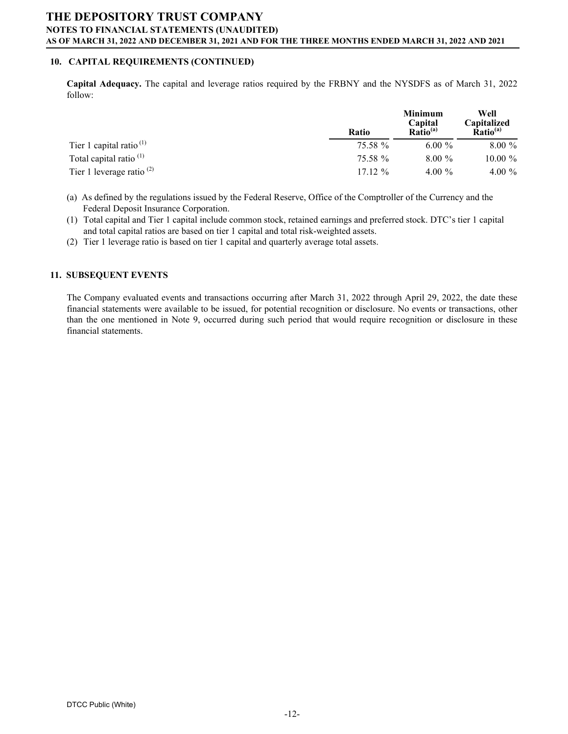## 10. CAPITAL REQUIREMENTS (CONTINUED)

**Capital Adequacy.** The capital and leverage ratios required by the FRBNY and the NYSDFS as of March 31, 2022 follow:

| | Ratio | Minimum Capital Ratio[(a)] | Well Capitalized Ratio[(a)] |
|---|---|---|---|
| Tier 1 capital ratio [(1)] | 75.58 % | 6.00 % | 8.00 % |
| Total capital ratio [(1)] | 75.58 % | 8.00 % | 10.00 % |
| Tier 1 leverage ratio [(2)] | 17.12 % | 4.00 % | 4.00 % |

(a) As defined by the regulations issued by the Federal Reserve, Office of the Comptroller of the Currency and the Federal Deposit Insurance Corporation.

(1) Total capital and Tier 1 capital include common stock, retained earnings and preferred stock. DTC's tier 1 capital and total capital ratios are based on tier 1 capital and total risk-weighted assets.

(2) Tier 1 leverage ratio is based on tier 1 capital and quarterly average total assets.

## 11. SUBSEQUENT EVENTS

The Company evaluated events and transactions occurring after March 31, 2022 through April 29, 2022, the date these financial statements were available to be issued, for potential recognition or disclosure. No events or transactions, other than the one mentioned in Note 9, occurred during such period that would require recognition or disclosure in these financial statements.